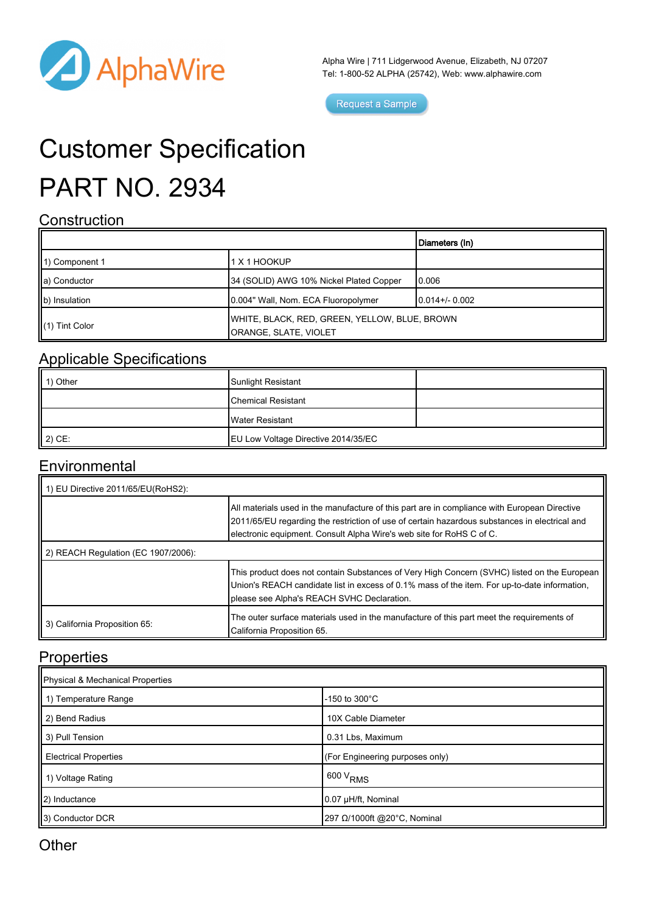Alpha Wire | 711 Lidgerwood Avenue, Elizabeth, NJ 07207
Tel: 1-800-52 ALPHA (25742), Web: www.alphawire.com

Request a Sample

# Customer Specification

# PART NO. 2934

## Construction

| | | Diameters (In) |
|---|---|---|
| 1) Component 1 | 1 X 1 HOOKUP | |
| a) Conductor | 34 (SOLID) AWG 10% Nickel Plated Copper | 0.006 |
| b) Insulation | 0.004" Wall, Nom. ECA Fluoropolymer | 0.014+/- 0.002 |
| (1) Tint Color | WHITE, BLACK, RED, GREEN, YELLOW, BLUE, BROWN ORANGE, SLATE, VIOLET | |

## Applicable Specifications

| | | |
|---|---|---|
| 1) Other | Sunlight Resistant | |
| | Chemical Resistant | |
| | Water Resistant | |
| 2) CE: | EU Low Voltage Directive 2014/35/EC | |

## Environmental

| | |
|---|---|
| 1) EU Directive 2011/65/EU(RoHS2): | |
| | All materials used in the manufacture of this part are in compliance with European Directive 2011/65/EU regarding the restriction of use of certain hazardous substances in electrical and electronic equipment. Consult Alpha Wire's web site for RoHS C of C. |
| 2) REACH Regulation (EC 1907/2006): | |
| | This product does not contain Substances of Very High Concern (SVHC) listed on the European Union's REACH candidate list in excess of 0.1% mass of the item. For up-to-date information, please see Alpha's REACH SVHC Declaration. |
| 3) California Proposition 65: | The outer surface materials used in the manufacture of this part meet the requirements of California Proposition 65. |

## Properties

| Physical & Mechanical Properties | |
|---|---|
| 1) Temperature Range | -150 to 300°C |
| 2) Bend Radius | 10X Cable Diameter |
| 3) Pull Tension | 0.31 Lbs, Maximum |
| Electrical Properties | (For Engineering purposes only) |
| 1) Voltage Rating | 600 $V_{RMS}$ |
| 2) Inductance | 0.07 µH/ft, Nominal |
| 3) Conductor DCR | 297 Ω/1000ft @20°C, Nominal |

## Other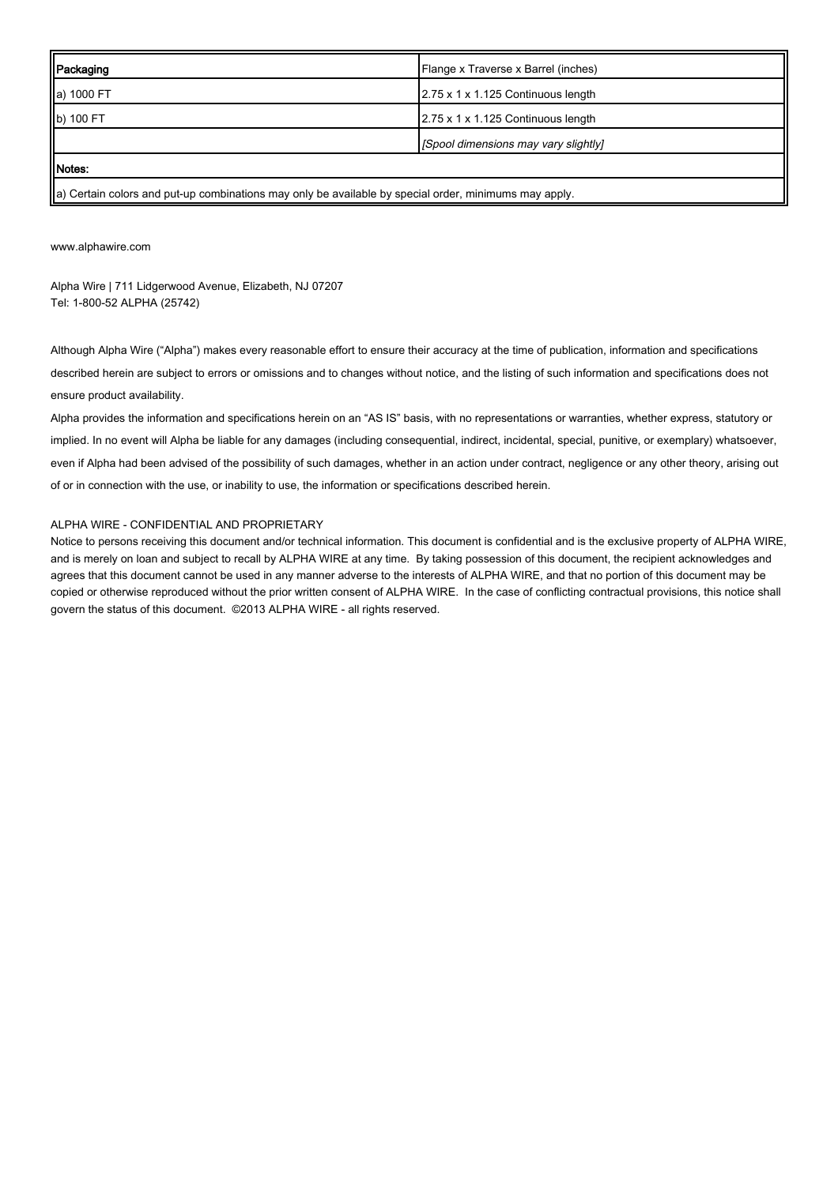| Packaging | Flange x Traverse x Barrel (inches) |
|---|---|
| a) 1000 FT | 2.75 x 1 x 1.125 Continuous length |
| b) 100 FT | 2.75 x 1 x 1.125 Continuous length |
| | *[Spool dimensions may vary slightly]* |
| **Notes:** | |
| a) Certain colors and put-up combinations may only be available by special order, minimums may apply. | |

www.alphawire.com

Alpha Wire | 711 Lidgerwood Avenue, Elizabeth, NJ 07207
Tel: 1-800-52 ALPHA (25742)

Although Alpha Wire ("Alpha") makes every reasonable effort to ensure their accuracy at the time of publication, information and specifications described herein are subject to errors or omissions and to changes without notice, and the listing of such information and specifications does not ensure product availability.

Alpha provides the information and specifications herein on an "AS IS" basis, with no representations or warranties, whether express, statutory or implied. In no event will Alpha be liable for any damages (including consequential, indirect, incidental, special, punitive, or exemplary) whatsoever, even if Alpha had been advised of the possibility of such damages, whether in an action under contract, negligence or any other theory, arising out of or in connection with the use, or inability to use, the information or specifications described herein.

ALPHA WIRE - CONFIDENTIAL AND PROPRIETARY

Notice to persons receiving this document and/or technical information. This document is confidential and is the exclusive property of ALPHA WIRE, and is merely on loan and subject to recall by ALPHA WIRE at any time. By taking possession of this document, the recipient acknowledges and agrees that this document cannot be used in any manner adverse to the interests of ALPHA WIRE, and that no portion of this document may be copied or otherwise reproduced without the prior written consent of ALPHA WIRE. In the case of conflicting contractual provisions, this notice shall govern the status of this document. ©2013 ALPHA WIRE - all rights reserved.